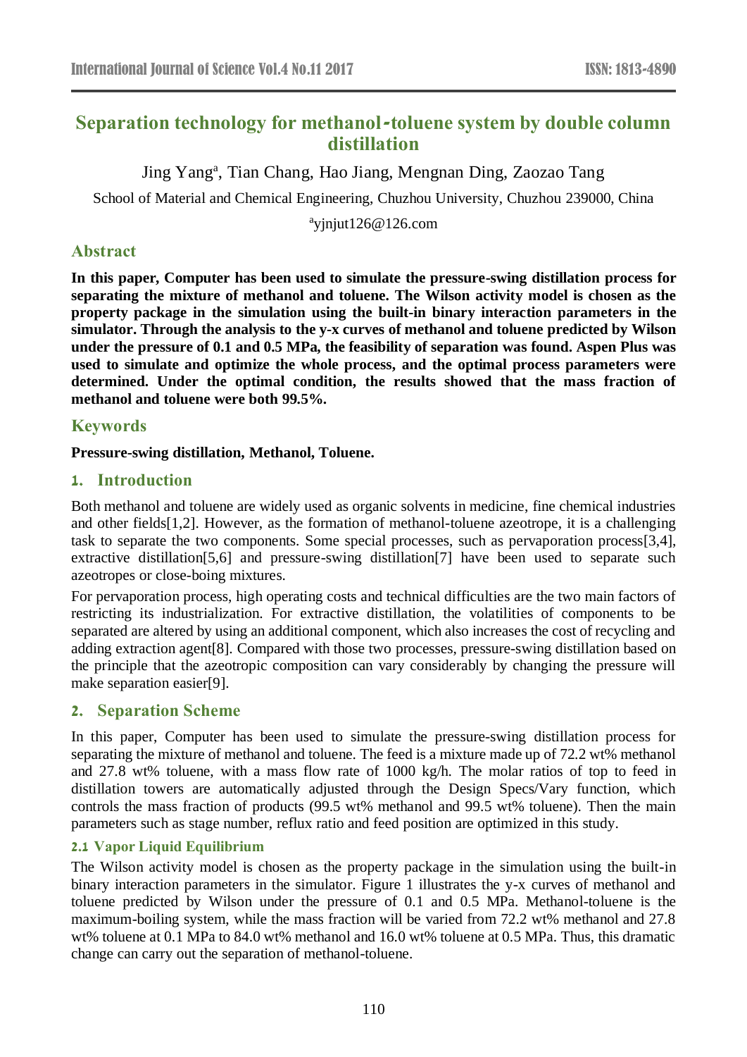# Separation technology for methanol-toluene system by double column distillation

Jing Yang[a], Tian Chang, Hao Jiang, Mengnan Ding, Zaozao Tang

School of Material and Chemical Engineering, Chuzhou University, Chuzhou 239000, China

[a]yjnjut126@126.com

## Abstract

**In this paper, Computer has been used to simulate the pressure-swing distillation process for separating the mixture of methanol and toluene. The Wilson activity model is chosen as the property package in the simulation using the built-in binary interaction parameters in the simulator. Through the analysis to the y-x curves of methanol and toluene predicted by Wilson under the pressure of 0.1 and 0.5 MPa, the feasibility of separation was found. Aspen Plus was used to simulate and optimize the whole process, and the optimal process parameters were determined. Under the optimal condition, the results showed that the mass fraction of methanol and toluene were both 99.5%.**

## Keywords

**Pressure-swing distillation, Methanol, Toluene.**

## 1. Introduction

Both methanol and toluene are widely used as organic solvents in medicine, fine chemical industries and other fields[1,2]. However, as the formation of methanol-toluene azeotrope, it is a challenging task to separate the two components. Some special processes, such as pervaporation process[3,4], extractive distillation[5,6] and pressure-swing distillation[7] have been used to separate such azeotropes or close-boing mixtures.

For pervaporation process, high operating costs and technical difficulties are the two main factors of restricting its industrialization. For extractive distillation, the volatilities of components to be separated are altered by using an additional component, which also increases the cost of recycling and adding extraction agent[8]. Compared with those two processes, pressure-swing distillation based on the principle that the azeotropic composition can vary considerably by changing the pressure will make separation easier[9].

## 2. Separation Scheme

In this paper, Computer has been used to simulate the pressure-swing distillation process for separating the mixture of methanol and toluene. The feed is a mixture made up of 72.2 wt% methanol and 27.8 wt% toluene, with a mass flow rate of 1000 kg/h. The molar ratios of top to feed in distillation towers are automatically adjusted through the Design Specs/Vary function, which controls the mass fraction of products (99.5 wt% methanol and 99.5 wt% toluene). Then the main parameters such as stage number, reflux ratio and feed position are optimized in this study.

### 2.1 Vapor Liquid Equilibrium

The Wilson activity model is chosen as the property package in the simulation using the built-in binary interaction parameters in the simulator. Figure 1 illustrates the y-x curves of methanol and toluene predicted by Wilson under the pressure of 0.1 and 0.5 MPa. Methanol-toluene is the maximum-boiling system, while the mass fraction will be varied from 72.2 wt% methanol and 27.8 wt% toluene at 0.1 MPa to 84.0 wt% methanol and 16.0 wt% toluene at 0.5 MPa. Thus, this dramatic change can carry out the separation of methanol-toluene.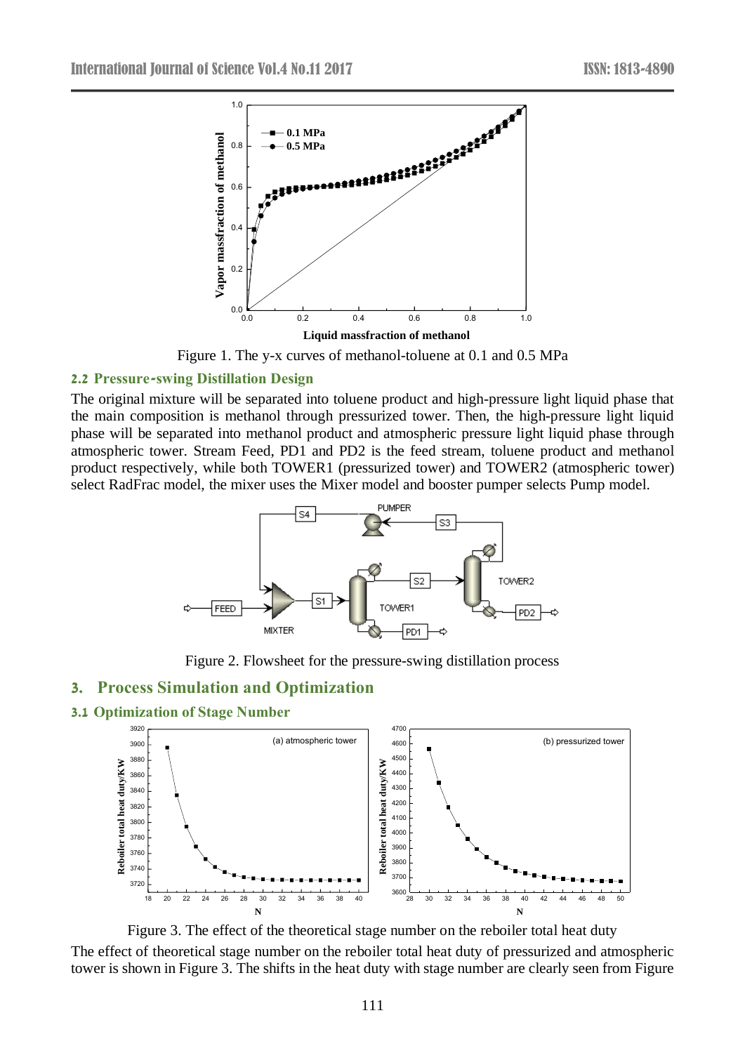Figure 1. The y-x curves of methanol-toluene at 0.1 and 0.5 MPa

### 2.2 Pressure-swing Distillation Design

The original mixture will be separated into toluene product and high-pressure light liquid phase that the main composition is methanol through pressurized tower. Then, the high-pressure light liquid phase will be separated into methanol product and atmospheric pressure light liquid phase through atmospheric tower. Stream Feed, PD1 and PD2 is the feed stream, toluene product and methanol product respectively, while both TOWER1 (pressurized tower) and TOWER2 (atmospheric tower) select RadFrac model, the mixer uses the Mixer model and booster pumper selects Pump model.

Figure 2. Flowsheet for the pressure-swing distillation process

## 3. Process Simulation and Optimization

### 3.1 Optimization of Stage Number

Figure 3. The effect of the theoretical stage number on the reboiler total heat duty

The effect of theoretical stage number on the reboiler total heat duty of pressurized and atmospheric tower is shown in Figure 3. The shifts in the heat duty with stage number are clearly seen from Figure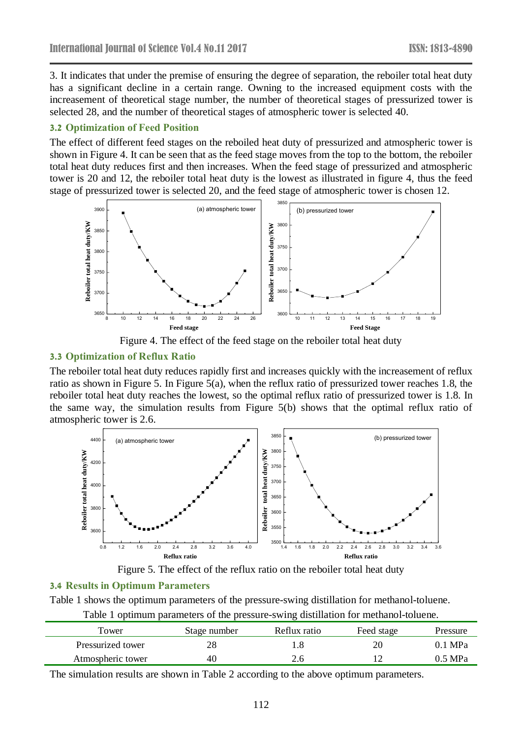3. It indicates that under the premise of ensuring the degree of separation, the reboiler total heat duty has a significant decline in a certain range. Owning to the increased equipment costs with the increasement of theoretical stage number, the number of theoretical stages of pressurized tower is selected 28, and the number of theoretical stages of atmospheric tower is selected 40.

### 3.2 Optimization of Feed Position

The effect of different feed stages on the reboiled heat duty of pressurized and atmospheric tower is shown in Figure 4. It can be seen that as the feed stage moves from the top to the bottom, the reboiler total heat duty reduces first and then increases. When the feed stage of pressurized and atmospheric tower is 20 and 12, the reboiler total heat duty is the lowest as illustrated in figure 4, thus the feed stage of pressurized tower is selected 20, and the feed stage of atmospheric tower is chosen 12.

Figure 4. The effect of the feed stage on the reboiler total heat duty

### 3.3 Optimization of Reflux Ratio

The reboiler total heat duty reduces rapidly first and increases quickly with the increasement of reflux ratio as shown in Figure 5. In Figure 5(a), when the reflux ratio of pressurized tower reaches 1.8, the reboiler total heat duty reaches the lowest, so the optimal reflux ratio of pressurized tower is 1.8. In the same way, the simulation results from Figure 5(b) shows that the optimal reflux ratio of atmospheric tower is 2.6.

Figure 5. The effect of the reflux ratio on the reboiler total heat duty

### 3.4 Results in Optimum Parameters

Table 1 shows the optimum parameters of the pressure-swing distillation for methanol-toluene.

Table 1 optimum parameters of the pressure-swing distillation for methanol-toluene.

| Tower | Stage number | Reflux ratio | Feed stage | Pressure |
|---|---|---|---|---|
| Pressurized tower | 28 | 1.8 | 20 | 0.1 MPa |
| Atmospheric tower | 40 | 2.6 | 12 | 0.5 MPa |

The simulation results are shown in Table 2 according to the above optimum parameters.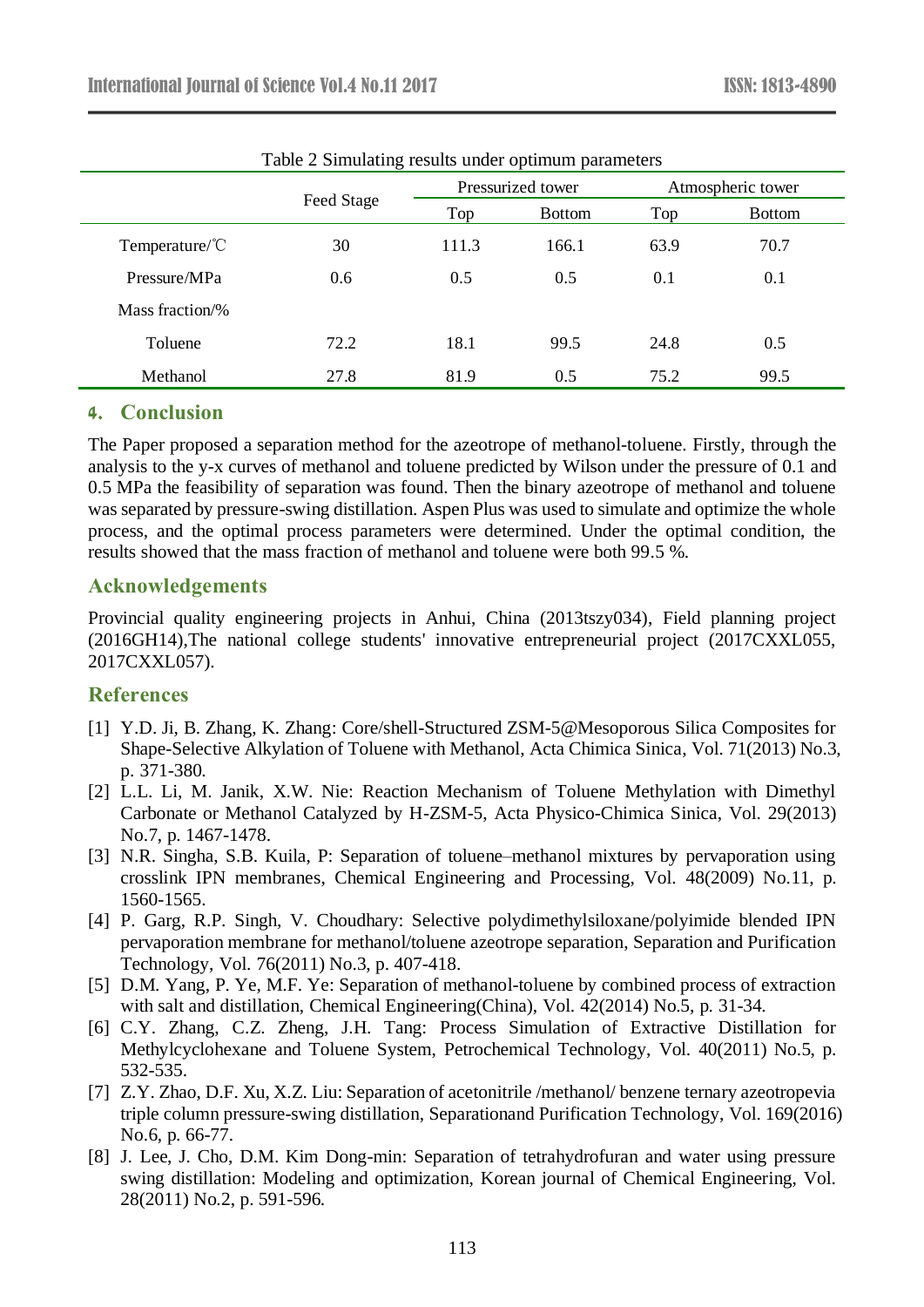Table 2 Simulating results under optimum parameters

| | Feed Stage | Pressurized tower | | Atmospheric tower | |
|---|---|---|---|---|---|
| | | Top | Bottom | Top | Bottom |
| Temperature/℃ | 30 | 111.3 | 166.1 | 63.9 | 70.7 |
| Pressure/MPa | 0.6 | 0.5 | 0.5 | 0.1 | 0.1 |
| Mass fraction/% | | | | | |
| Toluene | 72.2 | 18.1 | 99.5 | 24.8 | 0.5 |
| Methanol | 27.8 | 81.9 | 0.5 | 75.2 | 99.5 |

## 4. Conclusion

The Paper proposed a separation method for the azeotrope of methanol-toluene. Firstly, through the analysis to the y-x curves of methanol and toluene predicted by Wilson under the pressure of 0.1 and 0.5 MPa the feasibility of separation was found. Then the binary azeotrope of methanol and toluene was separated by pressure-swing distillation. Aspen Plus was used to simulate and optimize the whole process, and the optimal process parameters were determined. Under the optimal condition, the results showed that the mass fraction of methanol and toluene were both 99.5 %.

## Acknowledgements

Provincial quality engineering projects in Anhui, China (2013tszy034), Field planning project (2016GH14),The national college students' innovative entrepreneurial project (2017CXXL055, 2017CXXL057).

## References

[1] Y.D. Ji, B. Zhang, K. Zhang: Core/shell-Structured ZSM-5@Mesoporous Silica Composites for Shape-Selective Alkylation of Toluene with Methanol, Acta Chimica Sinica, Vol. 71(2013) No.3, p. 371-380.

[2] L.L. Li, M. Janik, X.W. Nie: Reaction Mechanism of Toluene Methylation with Dimethyl Carbonate or Methanol Catalyzed by H-ZSM-5, Acta Physico-Chimica Sinica, Vol. 29(2013) No.7, p. 1467-1478.

[3] N.R. Singha, S.B. Kuila, P: Separation of toluene–methanol mixtures by pervaporation using crosslink IPN membranes, Chemical Engineering and Processing, Vol. 48(2009) No.11, p. 1560-1565.

[4] P. Garg, R.P. Singh, V. Choudhary: Selective polydimethylsiloxane/polyimide blended IPN pervaporation membrane for methanol/toluene azeotrope separation, Separation and Purification Technology, Vol. 76(2011) No.3, p. 407-418.

[5] D.M. Yang, P. Ye, M.F. Ye: Separation of methanol-toluene by combined process of extraction with salt and distillation, Chemical Engineering(China), Vol. 42(2014) No.5, p. 31-34.

[6] C.Y. Zhang, C.Z. Zheng, J.H. Tang: Process Simulation of Extractive Distillation for Methylcyclohexane and Toluene System, Petrochemical Technology, Vol. 40(2011) No.5, p. 532-535.

[7] Z.Y. Zhao, D.F. Xu, X.Z. Liu: Separation of acetonitrile /methanol/ benzene ternary azeotropevia triple column pressure-swing distillation, Separationand Purification Technology, Vol. 169(2016) No.6, p. 66-77.

[8] J. Lee, J. Cho, D.M. Kim Dong-min: Separation of tetrahydrofuran and water using pressure swing distillation: Modeling and optimization, Korean journal of Chemical Engineering, Vol. 28(2011) No.2, p. 591-596.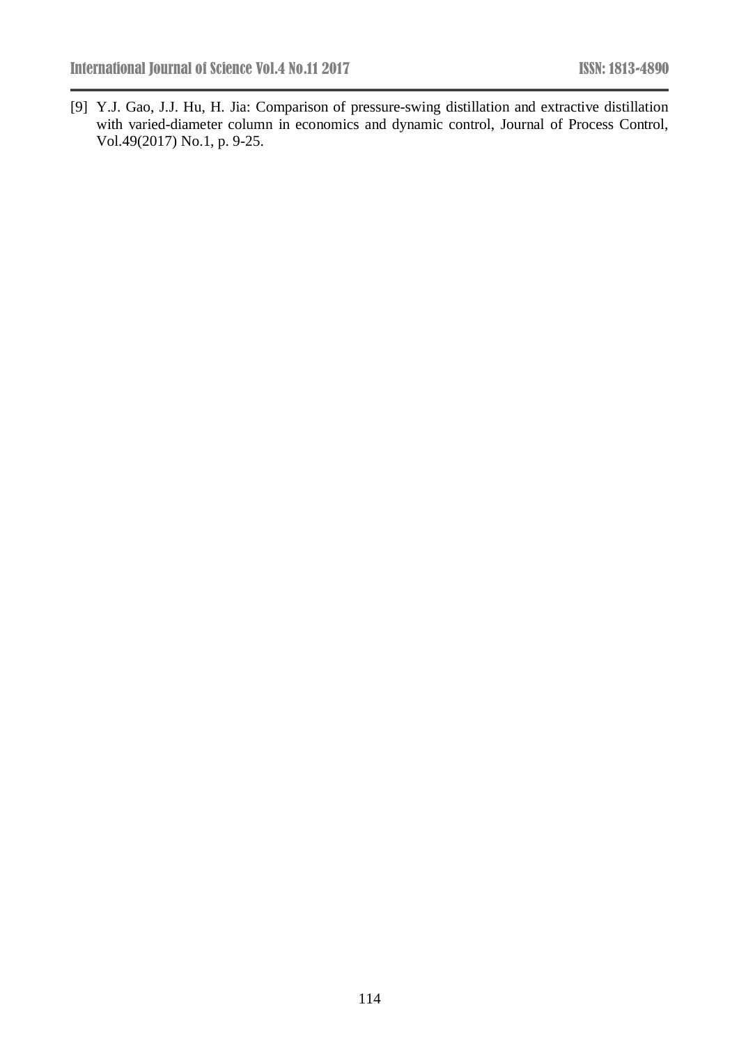[9] Y.J. Gao, J.J. Hu, H. Jia: Comparison of pressure-swing distillation and extractive distillation with varied-diameter column in economics and dynamic control, Journal of Process Control, Vol.49(2017) No.1, p. 9-25.